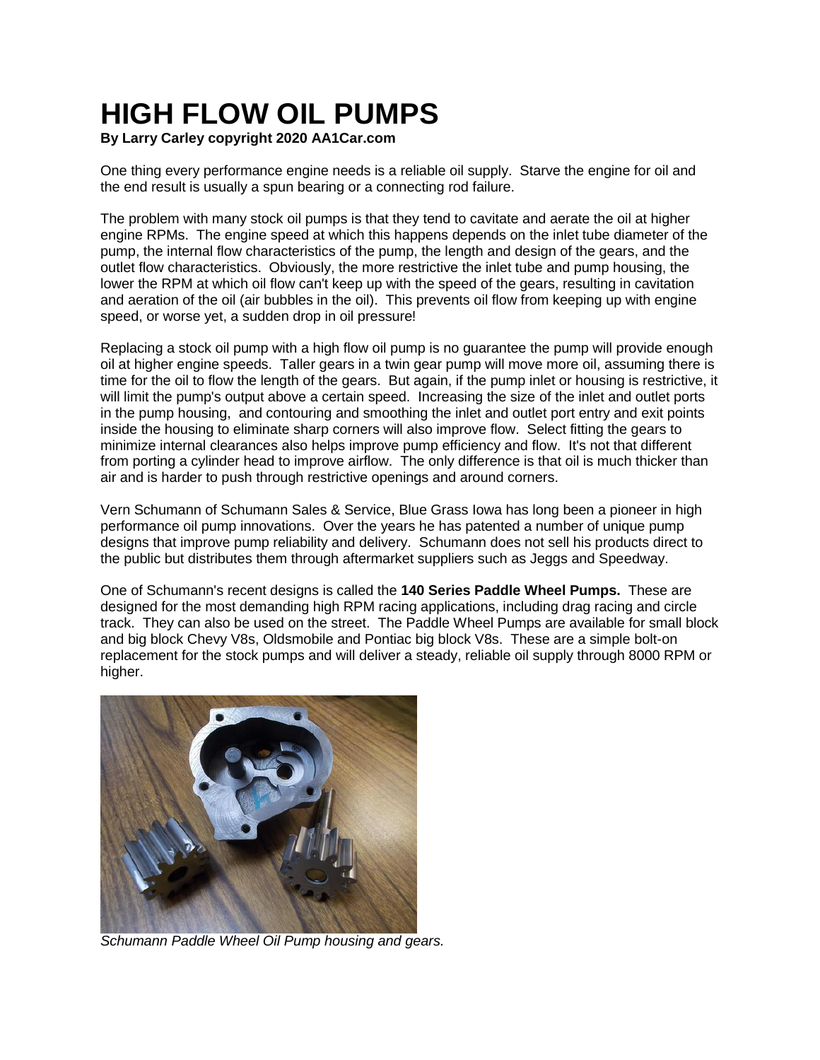# HIGH FLOW OIL PUMPS

**By Larry Carley copyright 2020 AA1Car.com**

One thing every performance engine needs is a reliable oil supply. Starve the engine for oil and the end result is usually a spun bearing or a connecting rod failure.

The problem with many stock oil pumps is that they tend to cavitate and aerate the oil at higher engine RPMs. The engine speed at which this happens depends on the inlet tube diameter of the pump, the internal flow characteristics of the pump, the length and design of the gears, and the outlet flow characteristics. Obviously, the more restrictive the inlet tube and pump housing, the lower the RPM at which oil flow can't keep up with the speed of the gears, resulting in cavitation and aeration of the oil (air bubbles in the oil). This prevents oil flow from keeping up with engine speed, or worse yet, a sudden drop in oil pressure!

Replacing a stock oil pump with a high flow oil pump is no guarantee the pump will provide enough oil at higher engine speeds. Taller gears in a twin gear pump will move more oil, assuming there is time for the oil to flow the length of the gears. But again, if the pump inlet or housing is restrictive, it will limit the pump's output above a certain speed. Increasing the size of the inlet and outlet ports in the pump housing, and contouring and smoothing the inlet and outlet port entry and exit points inside the housing to eliminate sharp corners will also improve flow. Select fitting the gears to minimize internal clearances also helps improve pump efficiency and flow. It's not that different from porting a cylinder head to improve airflow. The only difference is that oil is much thicker than air and is harder to push through restrictive openings and around corners.

Vern Schumann of Schumann Sales & Service, Blue Grass Iowa has long been a pioneer in high performance oil pump innovations. Over the years he has patented a number of unique pump designs that improve pump reliability and delivery. Schumann does not sell his products direct to the public but distributes them through aftermarket suppliers such as Jeggs and Speedway.

One of Schumann's recent designs is called the **140 Series Paddle Wheel Pumps.** These are designed for the most demanding high RPM racing applications, including drag racing and circle track. They can also be used on the street. The Paddle Wheel Pumps are available for small block and big block Chevy V8s, Oldsmobile and Pontiac big block V8s. These are a simple bolt-on replacement for the stock pumps and will deliver a steady, reliable oil supply through 8000 RPM or higher.

*Schumann Paddle Wheel Oil Pump housing and gears.*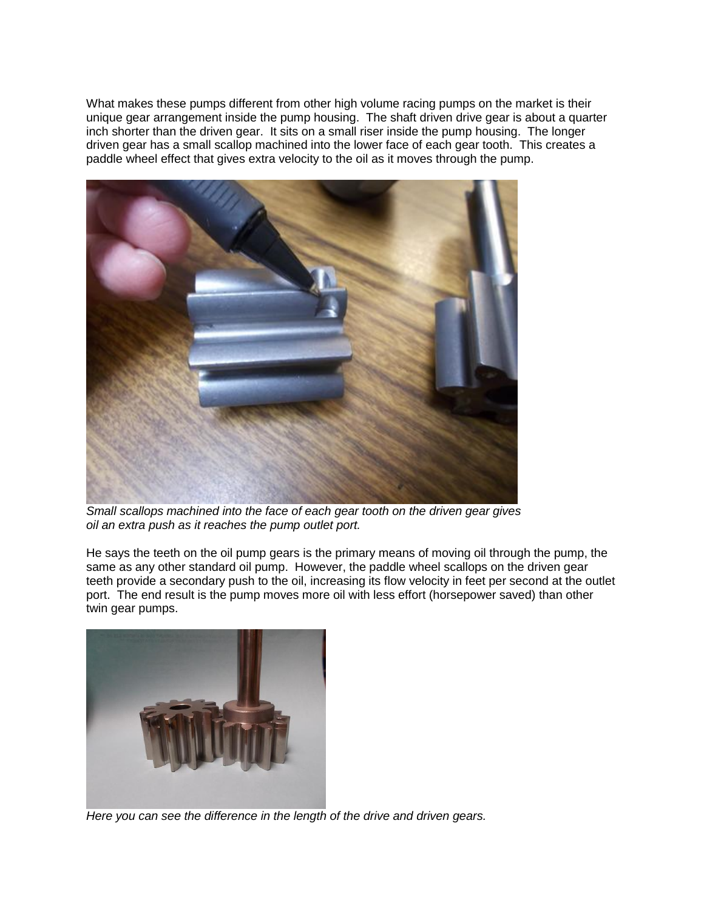What makes these pumps different from other high volume racing pumps on the market is their unique gear arrangement inside the pump housing. The shaft driven drive gear is about a quarter inch shorter than the driven gear. It sits on a small riser inside the pump housing. The longer driven gear has a small scallop machined into the lower face of each gear tooth. This creates a paddle wheel effect that gives extra velocity to the oil as it moves through the pump.

*Small scallops machined into the face of each gear tooth on the driven gear gives oil an extra push as it reaches the pump outlet port.*

He says the teeth on the oil pump gears is the primary means of moving oil through the pump, the same as any other standard oil pump. However, the paddle wheel scallops on the driven gear teeth provide a secondary push to the oil, increasing its flow velocity in feet per second at the outlet port. The end result is the pump moves more oil with less effort (horsepower saved) than other twin gear pumps.

*Here you can see the difference in the length of the drive and driven gears.*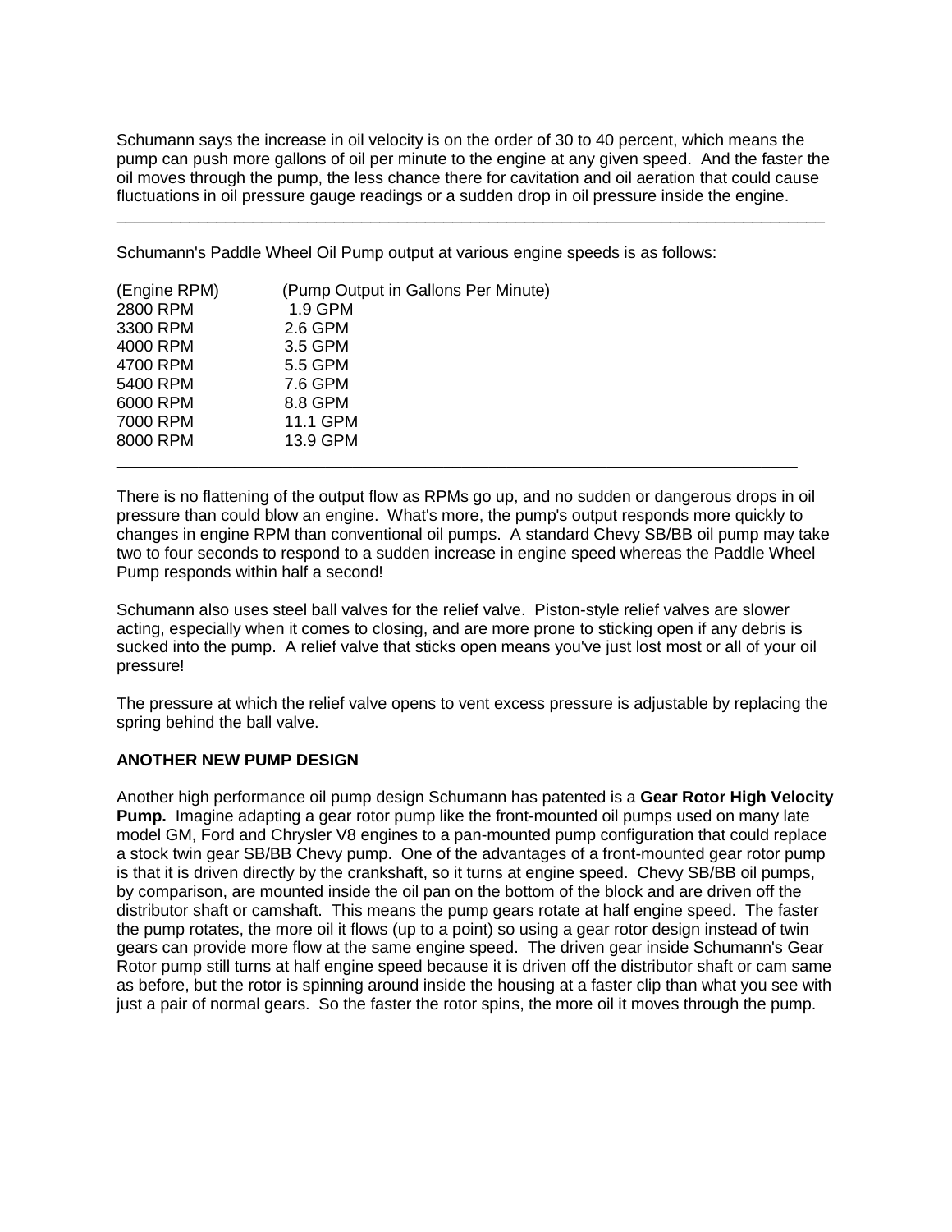Schumann says the increase in oil velocity is on the order of 30 to 40 percent, which means the pump can push more gallons of oil per minute to the engine at any given speed. And the faster the oil moves through the pump, the less chance there for cavitation and oil aeration that could cause fluctuations in oil pressure gauge readings or a sudden drop in oil pressure inside the engine.

---

Schumann's Paddle Wheel Oil Pump output at various engine speeds is as follows:

| (Engine RPM) | (Pump Output in Gallons Per Minute) |
|---|---|
| 2800 RPM | 1.9 GPM |
| 3300 RPM | 2.6 GPM |
| 4000 RPM | 3.5 GPM |
| 4700 RPM | 5.5 GPM |
| 5400 RPM | 7.6 GPM |
| 6000 RPM | 8.8 GPM |
| 7000 RPM | 11.1 GPM |
| 8000 RPM | 13.9 GPM |

---

There is no flattening of the output flow as RPMs go up, and no sudden or dangerous drops in oil pressure than could blow an engine. What's more, the pump's output responds more quickly to changes in engine RPM than conventional oil pumps. A standard Chevy SB/BB oil pump may take two to four seconds to respond to a sudden increase in engine speed whereas the Paddle Wheel Pump responds within half a second!

Schumann also uses steel ball valves for the relief valve. Piston-style relief valves are slower acting, especially when it comes to closing, and are more prone to sticking open if any debris is sucked into the pump. A relief valve that sticks open means you've just lost most or all of your oil pressure!

The pressure at which the relief valve opens to vent excess pressure is adjustable by replacing the spring behind the ball valve.

**ANOTHER NEW PUMP DESIGN**

Another high performance oil pump design Schumann has patented is a **Gear Rotor High Velocity Pump.** Imagine adapting a gear rotor pump like the front-mounted oil pumps used on many late model GM, Ford and Chrysler V8 engines to a pan-mounted pump configuration that could replace a stock twin gear SB/BB Chevy pump. One of the advantages of a front-mounted gear rotor pump is that it is driven directly by the crankshaft, so it turns at engine speed. Chevy SB/BB oil pumps, by comparison, are mounted inside the oil pan on the bottom of the block and are driven off the distributor shaft or camshaft. This means the pump gears rotate at half engine speed. The faster the pump rotates, the more oil it flows (up to a point) so using a gear rotor design instead of twin gears can provide more flow at the same engine speed. The driven gear inside Schumann's Gear Rotor pump still turns at half engine speed because it is driven off the distributor shaft or cam same as before, but the rotor is spinning around inside the housing at a faster clip than what you see with just a pair of normal gears. So the faster the rotor spins, the more oil it moves through the pump.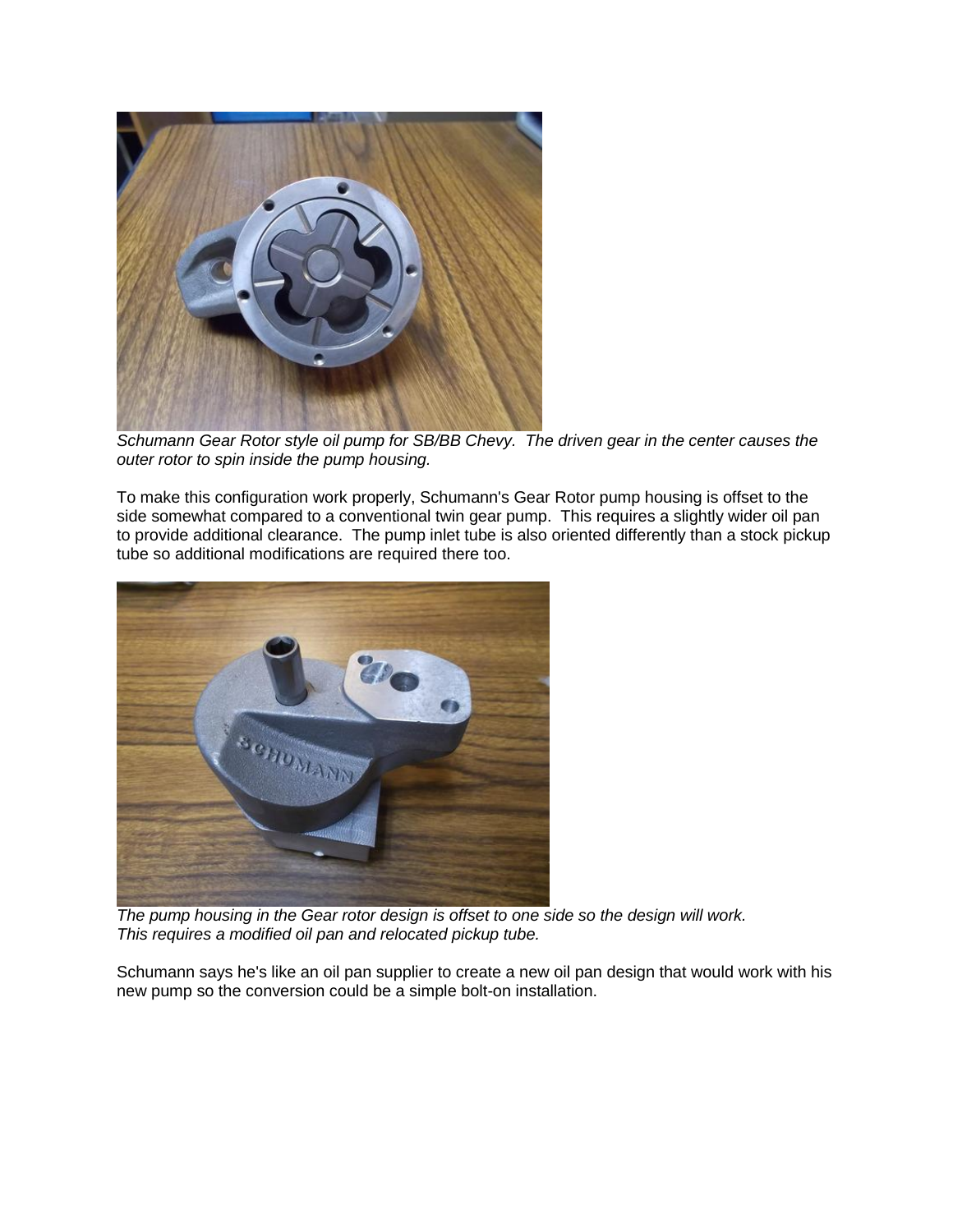*Schumann Gear Rotor style oil pump for SB/BB Chevy. The driven gear in the center causes the outer rotor to spin inside the pump housing.*

To make this configuration work properly, Schumann's Gear Rotor pump housing is offset to the side somewhat compared to a conventional twin gear pump. This requires a slightly wider oil pan to provide additional clearance. The pump inlet tube is also oriented differently than a stock pickup tube so additional modifications are required there too.

*The pump housing in the Gear rotor design is offset to one side so the design will work. This requires a modified oil pan and relocated pickup tube.*

Schumann says he's like an oil pan supplier to create a new oil pan design that would work with his new pump so the conversion could be a simple bolt-on installation.